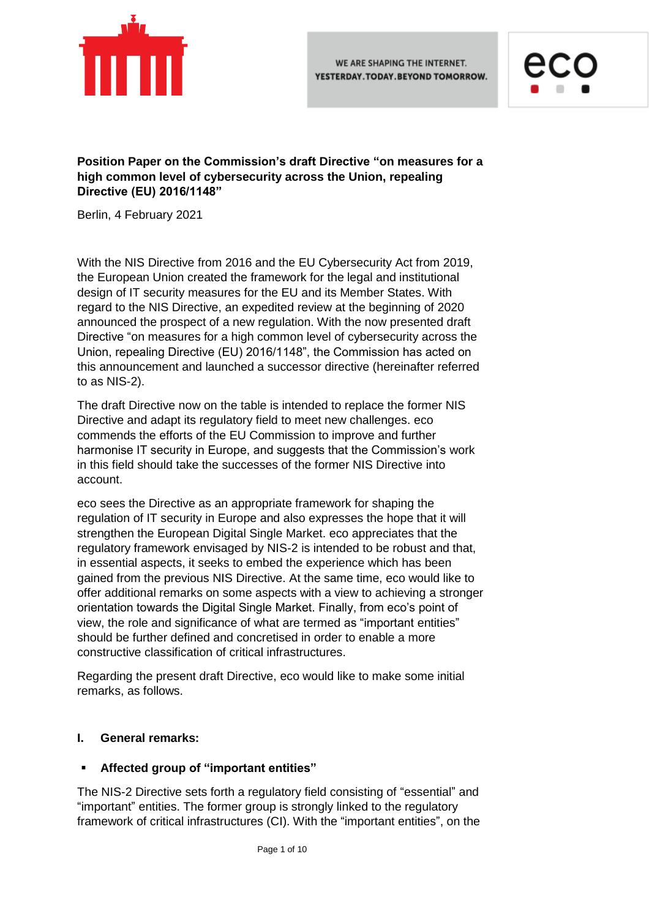WE ARE SHAPING THE INTERNET.
YESTERDAY.TODAY.BEYOND TOMORROW.

**Position Paper on the Commission's draft Directive "on measures for a high common level of cybersecurity across the Union, repealing Directive (EU) 2016/1148"**

Berlin, 4 February 2021

With the NIS Directive from 2016 and the EU Cybersecurity Act from 2019, the European Union created the framework for the legal and institutional design of IT security measures for the EU and its Member States. With regard to the NIS Directive, an expedited review at the beginning of 2020 announced the prospect of a new regulation. With the now presented draft Directive "on measures for a high common level of cybersecurity across the Union, repealing Directive (EU) 2016/1148", the Commission has acted on this announcement and launched a successor directive (hereinafter referred to as NIS-2).

The draft Directive now on the table is intended to replace the former NIS Directive and adapt its regulatory field to meet new challenges. eco commends the efforts of the EU Commission to improve and further harmonise IT security in Europe, and suggests that the Commission's work in this field should take the successes of the former NIS Directive into account.

eco sees the Directive as an appropriate framework for shaping the regulation of IT security in Europe and also expresses the hope that it will strengthen the European Digital Single Market. eco appreciates that the regulatory framework envisaged by NIS-2 is intended to be robust and that, in essential aspects, it seeks to embed the experience which has been gained from the previous NIS Directive. At the same time, eco would like to offer additional remarks on some aspects with a view to achieving a stronger orientation towards the Digital Single Market. Finally, from eco's point of view, the role and significance of what are termed as "important entities" should be further defined and concretised in order to enable a more constructive classification of critical infrastructures.

Regarding the present draft Directive, eco would like to make some initial remarks, as follows.

## I. General remarks:

- **Affected group of "important entities"**

The NIS-2 Directive sets forth a regulatory field consisting of "essential" and "important" entities. The former group is strongly linked to the regulatory framework of critical infrastructures (CI). With the "important entities", on the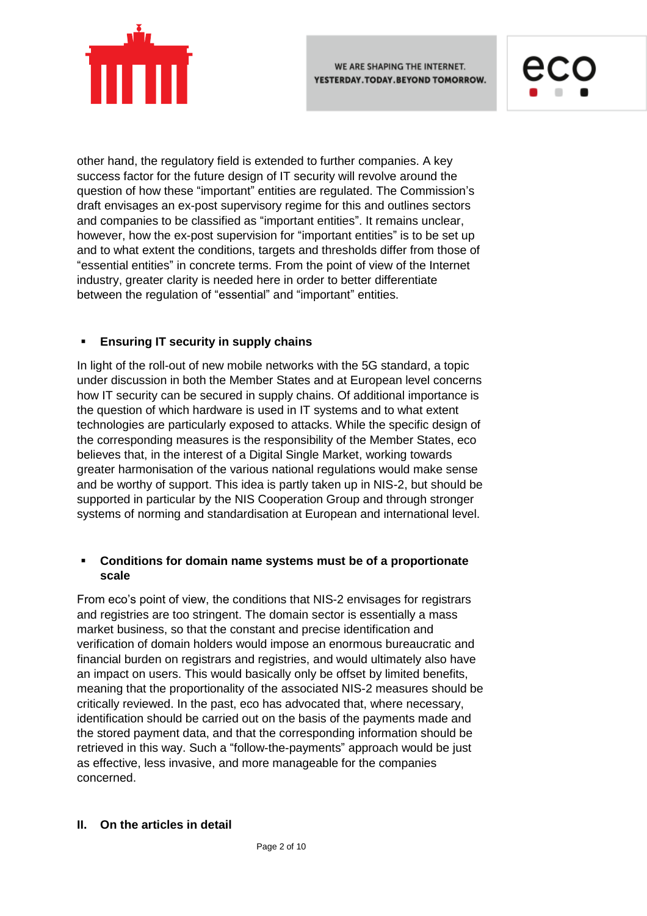other hand, the regulatory field is extended to further companies. A key success factor for the future design of IT security will revolve around the question of how these "important" entities are regulated. The Commission's draft envisages an ex-post supervisory regime for this and outlines sectors and companies to be classified as "important entities". It remains unclear, however, how the ex-post supervision for "important entities" is to be set up and to what extent the conditions, targets and thresholds differ from those of "essential entities" in concrete terms. From the point of view of the Internet industry, greater clarity is needed here in order to better differentiate between the regulation of "essential" and "important" entities.

- **Ensuring IT security in supply chains**

In light of the roll-out of new mobile networks with the 5G standard, a topic under discussion in both the Member States and at European level concerns how IT security can be secured in supply chains. Of additional importance is the question of which hardware is used in IT systems and to what extent technologies are particularly exposed to attacks. While the specific design of the corresponding measures is the responsibility of the Member States, eco believes that, in the interest of a Digital Single Market, working towards greater harmonisation of the various national regulations would make sense and be worthy of support. This idea is partly taken up in NIS-2, but should be supported in particular by the NIS Cooperation Group and through stronger systems of norming and standardisation at European and international level.

- **Conditions for domain name systems must be of a proportionate scale**

From eco's point of view, the conditions that NIS-2 envisages for registrars and registries are too stringent. The domain sector is essentially a mass market business, so that the constant and precise identification and verification of domain holders would impose an enormous bureaucratic and financial burden on registrars and registries, and would ultimately also have an impact on users. This would basically only be offset by limited benefits, meaning that the proportionality of the associated NIS-2 measures should be critically reviewed. In the past, eco has advocated that, where necessary, identification should be carried out on the basis of the payments made and the stored payment data, and that the corresponding information should be retrieved in this way. Such a "follow-the-payments" approach would be just as effective, less invasive, and more manageable for the companies concerned.

## II. On the articles in detail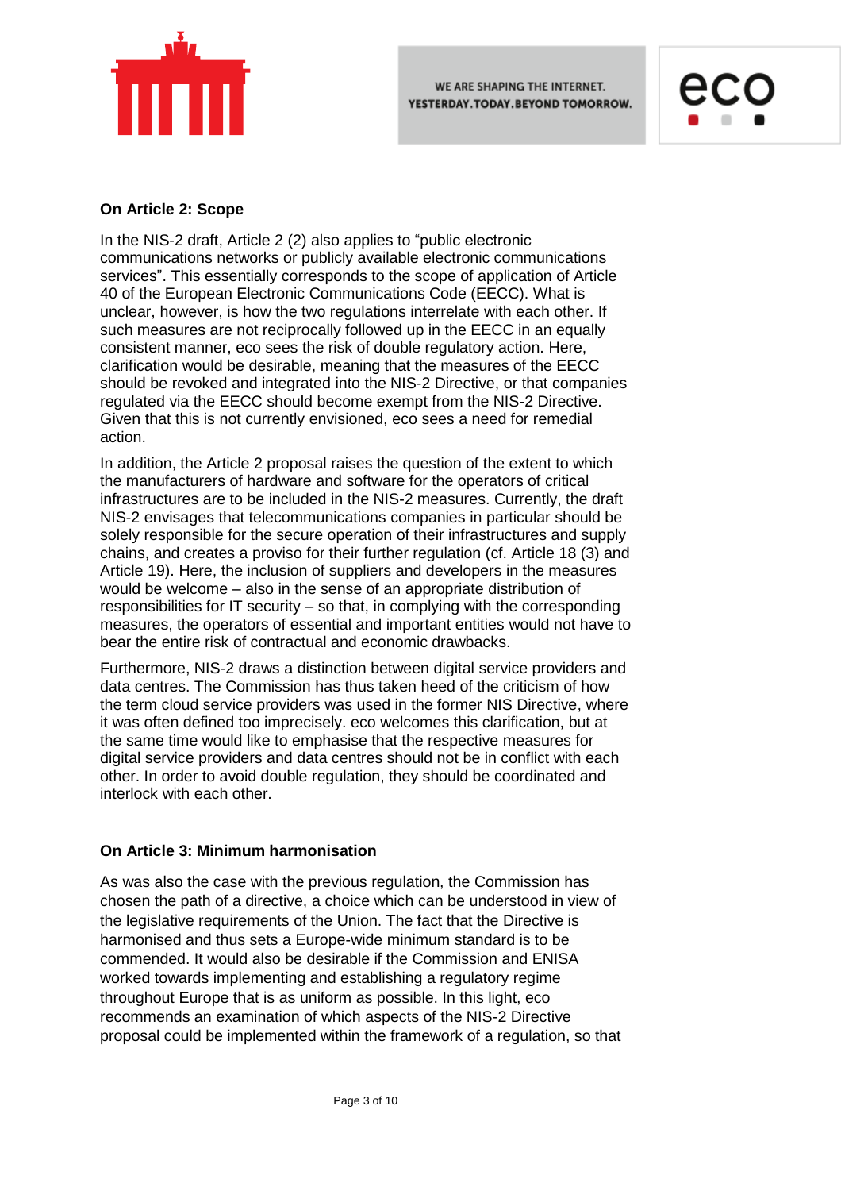**On Article 2: Scope**

In the NIS-2 draft, Article 2 (2) also applies to "public electronic communications networks or publicly available electronic communications services". This essentially corresponds to the scope of application of Article 40 of the European Electronic Communications Code (EECC). What is unclear, however, is how the two regulations interrelate with each other. If such measures are not reciprocally followed up in the EECC in an equally consistent manner, eco sees the risk of double regulatory action. Here, clarification would be desirable, meaning that the measures of the EECC should be revoked and integrated into the NIS-2 Directive, or that companies regulated via the EECC should become exempt from the NIS-2 Directive. Given that this is not currently envisioned, eco sees a need for remedial action.

In addition, the Article 2 proposal raises the question of the extent to which the manufacturers of hardware and software for the operators of critical infrastructures are to be included in the NIS-2 measures. Currently, the draft NIS-2 envisages that telecommunications companies in particular should be solely responsible for the secure operation of their infrastructures and supply chains, and creates a proviso for their further regulation (cf. Article 18 (3) and Article 19). Here, the inclusion of suppliers and developers in the measures would be welcome – also in the sense of an appropriate distribution of responsibilities for IT security – so that, in complying with the corresponding measures, the operators of essential and important entities would not have to bear the entire risk of contractual and economic drawbacks.

Furthermore, NIS-2 draws a distinction between digital service providers and data centres. The Commission has thus taken heed of the criticism of how the term cloud service providers was used in the former NIS Directive, where it was often defined too imprecisely. eco welcomes this clarification, but at the same time would like to emphasise that the respective measures for digital service providers and data centres should not be in conflict with each other. In order to avoid double regulation, they should be coordinated and interlock with each other.

**On Article 3: Minimum harmonisation**

As was also the case with the previous regulation, the Commission has chosen the path of a directive, a choice which can be understood in view of the legislative requirements of the Union. The fact that the Directive is harmonised and thus sets a Europe-wide minimum standard is to be commended. It would also be desirable if the Commission and ENISA worked towards implementing and establishing a regulatory regime throughout Europe that is as uniform as possible. In this light, eco recommends an examination of which aspects of the NIS-2 Directive proposal could be implemented within the framework of a regulation, so that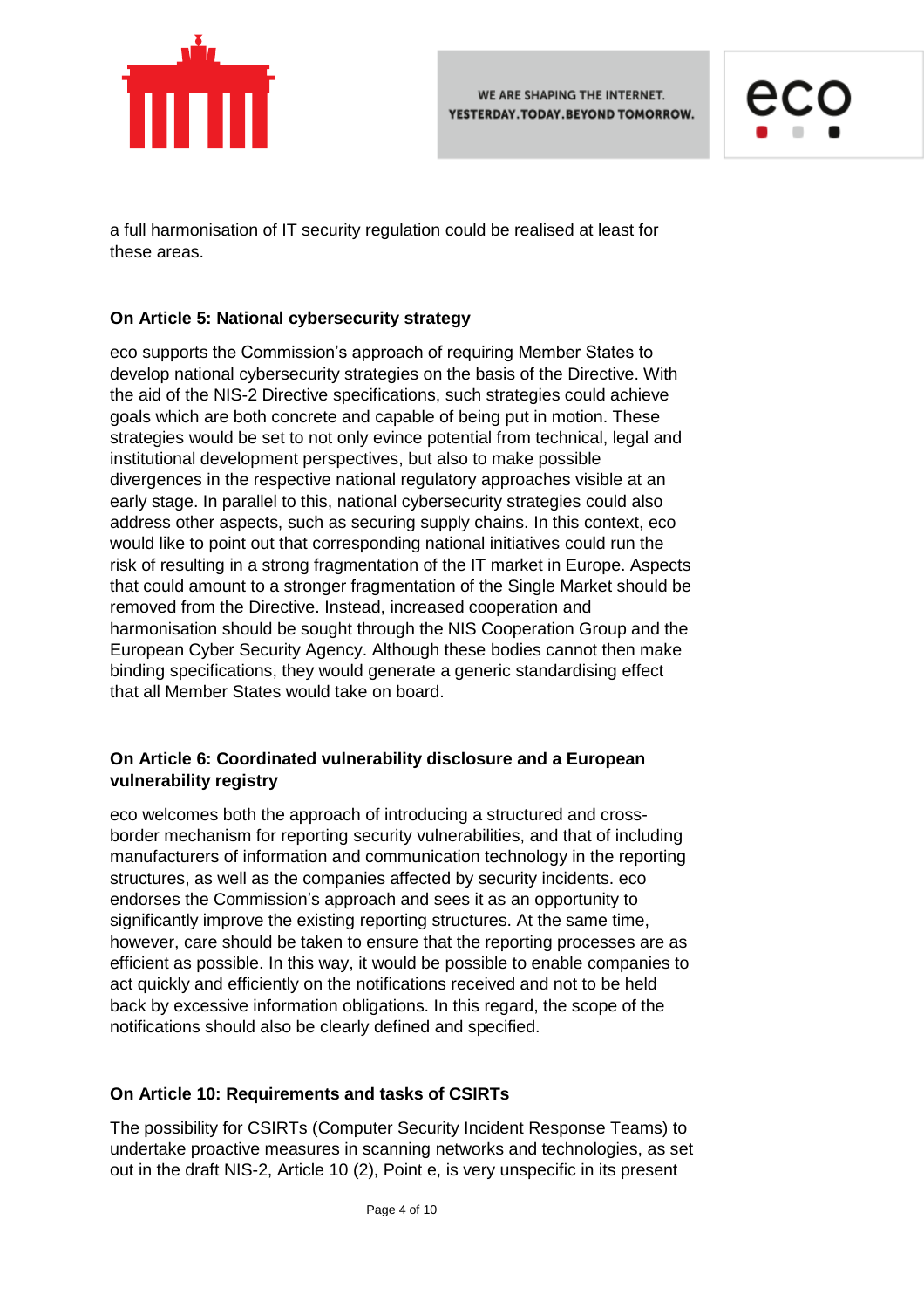a full harmonisation of IT security regulation could be realised at least for these areas.

### On Article 5: National cybersecurity strategy

eco supports the Commission's approach of requiring Member States to develop national cybersecurity strategies on the basis of the Directive. With the aid of the NIS-2 Directive specifications, such strategies could achieve goals which are both concrete and capable of being put in motion. These strategies would be set to not only evince potential from technical, legal and institutional development perspectives, but also to make possible divergences in the respective national regulatory approaches visible at an early stage. In parallel to this, national cybersecurity strategies could also address other aspects, such as securing supply chains. In this context, eco would like to point out that corresponding national initiatives could run the risk of resulting in a strong fragmentation of the IT market in Europe. Aspects that could amount to a stronger fragmentation of the Single Market should be removed from the Directive. Instead, increased cooperation and harmonisation should be sought through the NIS Cooperation Group and the European Cyber Security Agency. Although these bodies cannot then make binding specifications, they would generate a generic standardising effect that all Member States would take on board.

### On Article 6: Coordinated vulnerability disclosure and a European vulnerability registry

eco welcomes both the approach of introducing a structured and cross-border mechanism for reporting security vulnerabilities, and that of including manufacturers of information and communication technology in the reporting structures, as well as the companies affected by security incidents. eco endorses the Commission's approach and sees it as an opportunity to significantly improve the existing reporting structures. At the same time, however, care should be taken to ensure that the reporting processes are as efficient as possible. In this way, it would be possible to enable companies to act quickly and efficiently on the notifications received and not to be held back by excessive information obligations. In this regard, the scope of the notifications should also be clearly defined and specified.

### On Article 10: Requirements and tasks of CSIRTs

The possibility for CSIRTs (Computer Security Incident Response Teams) to undertake proactive measures in scanning networks and technologies, as set out in the draft NIS-2, Article 10 (2), Point e, is very unspecific in its present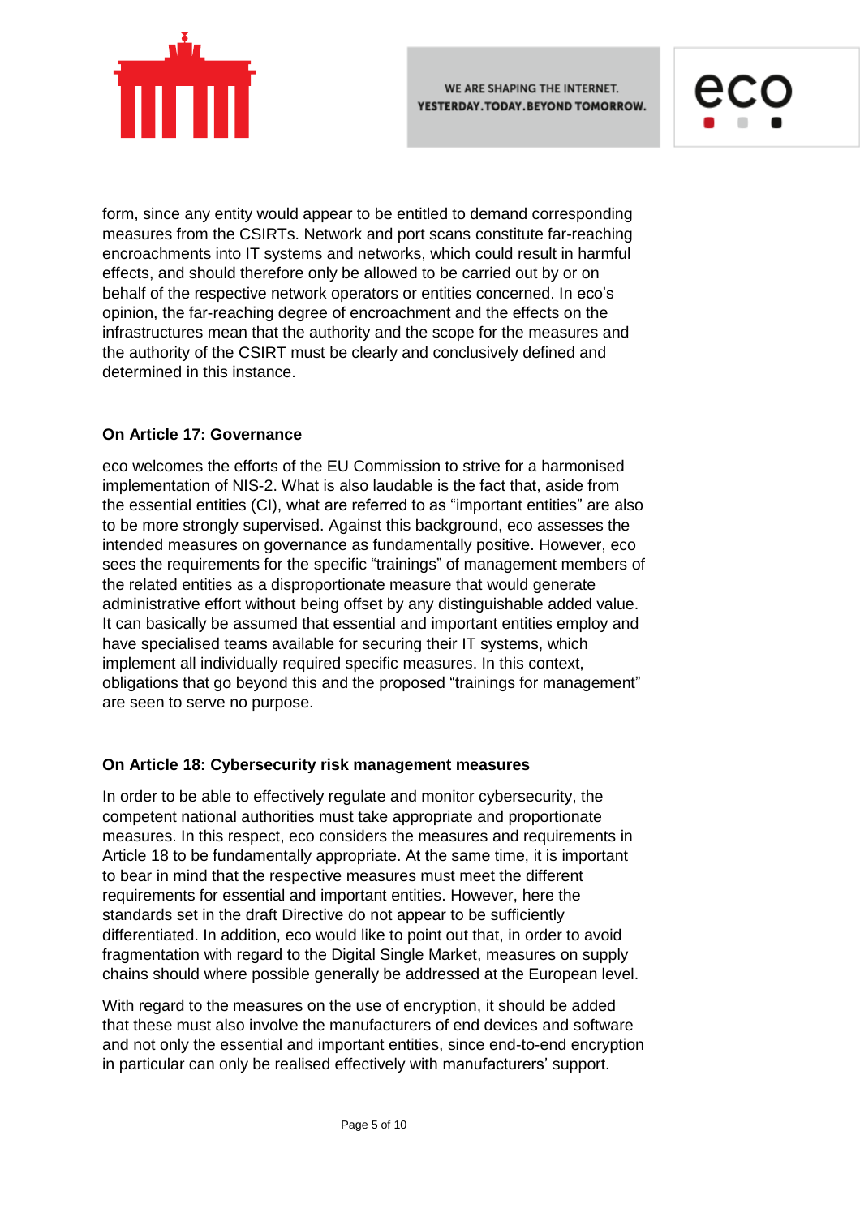form, since any entity would appear to be entitled to demand corresponding measures from the CSIRTs. Network and port scans constitute far-reaching encroachments into IT systems and networks, which could result in harmful effects, and should therefore only be allowed to be carried out by or on behalf of the respective network operators or entities concerned. In eco's opinion, the far-reaching degree of encroachment and the effects on the infrastructures mean that the authority and the scope for the measures and the authority of the CSIRT must be clearly and conclusively defined and determined in this instance.

### On Article 17: Governance

eco welcomes the efforts of the EU Commission to strive for a harmonised implementation of NIS-2. What is also laudable is the fact that, aside from the essential entities (CI), what are referred to as "important entities" are also to be more strongly supervised. Against this background, eco assesses the intended measures on governance as fundamentally positive. However, eco sees the requirements for the specific "trainings" of management members of the related entities as a disproportionate measure that would generate administrative effort without being offset by any distinguishable added value. It can basically be assumed that essential and important entities employ and have specialised teams available for securing their IT systems, which implement all individually required specific measures. In this context, obligations that go beyond this and the proposed "trainings for management" are seen to serve no purpose.

### On Article 18: Cybersecurity risk management measures

In order to be able to effectively regulate and monitor cybersecurity, the competent national authorities must take appropriate and proportionate measures. In this respect, eco considers the measures and requirements in Article 18 to be fundamentally appropriate. At the same time, it is important to bear in mind that the respective measures must meet the different requirements for essential and important entities. However, here the standards set in the draft Directive do not appear to be sufficiently differentiated. In addition, eco would like to point out that, in order to avoid fragmentation with regard to the Digital Single Market, measures on supply chains should where possible generally be addressed at the European level.

With regard to the measures on the use of encryption, it should be added that these must also involve the manufacturers of end devices and software and not only the essential and important entities, since end-to-end encryption in particular can only be realised effectively with manufacturers' support.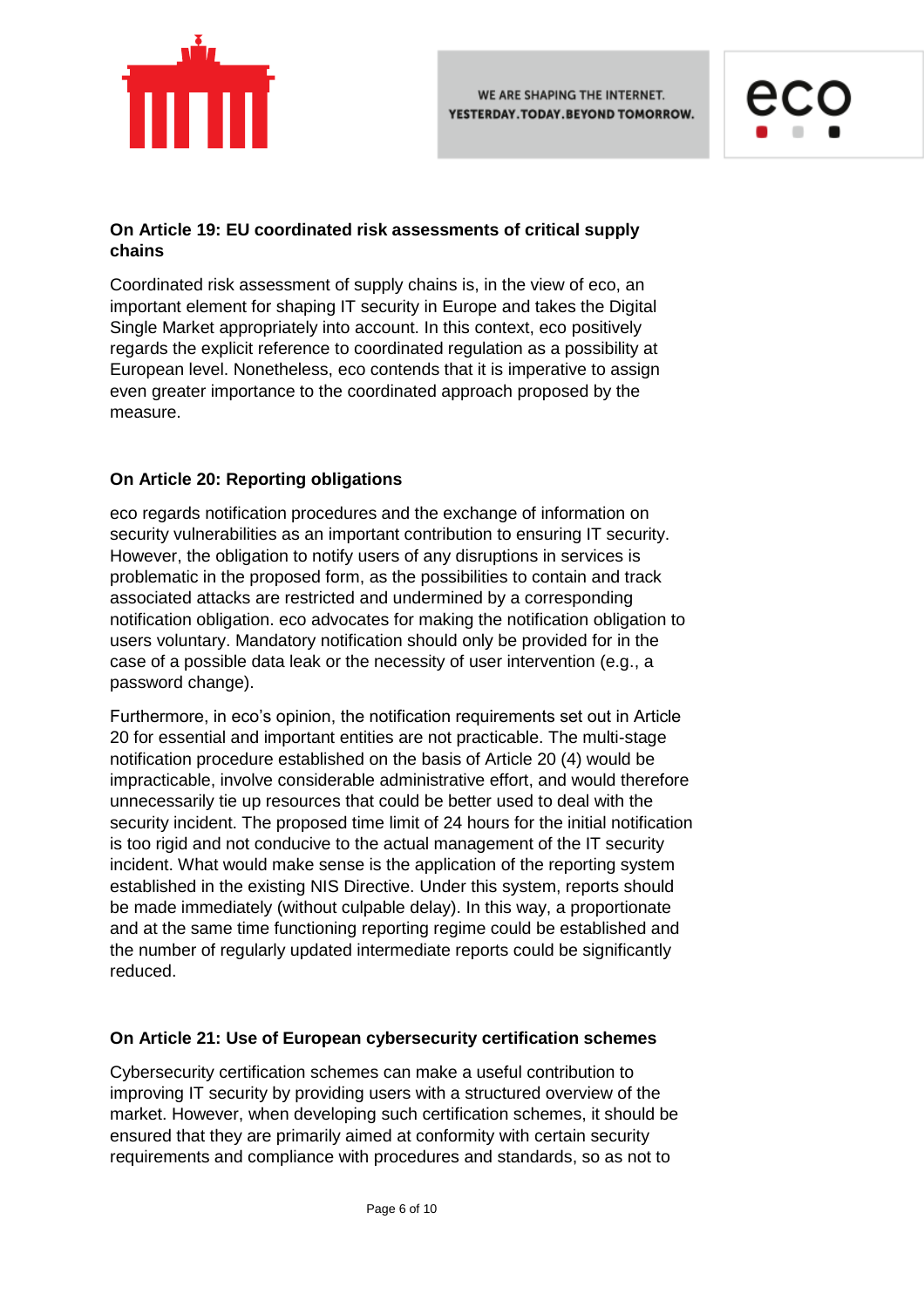**On Article 19: EU coordinated risk assessments of critical supply chains**

Coordinated risk assessment of supply chains is, in the view of eco, an important element for shaping IT security in Europe and takes the Digital Single Market appropriately into account. In this context, eco positively regards the explicit reference to coordinated regulation as a possibility at European level. Nonetheless, eco contends that it is imperative to assign even greater importance to the coordinated approach proposed by the measure.

**On Article 20: Reporting obligations**

eco regards notification procedures and the exchange of information on security vulnerabilities as an important contribution to ensuring IT security. However, the obligation to notify users of any disruptions in services is problematic in the proposed form, as the possibilities to contain and track associated attacks are restricted and undermined by a corresponding notification obligation. eco advocates for making the notification obligation to users voluntary. Mandatory notification should only be provided for in the case of a possible data leak or the necessity of user intervention (e.g., a password change).

Furthermore, in eco's opinion, the notification requirements set out in Article 20 for essential and important entities are not practicable. The multi-stage notification procedure established on the basis of Article 20 (4) would be impracticable, involve considerable administrative effort, and would therefore unnecessarily tie up resources that could be better used to deal with the security incident. The proposed time limit of 24 hours for the initial notification is too rigid and not conducive to the actual management of the IT security incident. What would make sense is the application of the reporting system established in the existing NIS Directive. Under this system, reports should be made immediately (without culpable delay). In this way, a proportionate and at the same time functioning reporting regime could be established and the number of regularly updated intermediate reports could be significantly reduced.

**On Article 21: Use of European cybersecurity certification schemes**

Cybersecurity certification schemes can make a useful contribution to improving IT security by providing users with a structured overview of the market. However, when developing such certification schemes, it should be ensured that they are primarily aimed at conformity with certain security requirements and compliance with procedures and standards, so as not to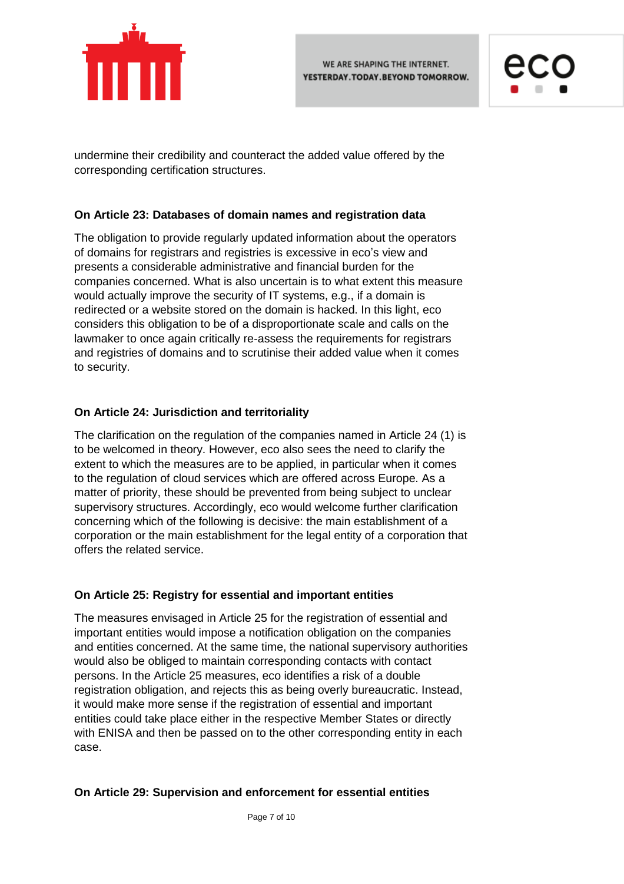undermine their credibility and counteract the added value offered by the corresponding certification structures.

**On Article 23: Databases of domain names and registration data**

The obligation to provide regularly updated information about the operators of domains for registrars and registries is excessive in eco's view and presents a considerable administrative and financial burden for the companies concerned. What is also uncertain is to what extent this measure would actually improve the security of IT systems, e.g., if a domain is redirected or a website stored on the domain is hacked. In this light, eco considers this obligation to be of a disproportionate scale and calls on the lawmaker to once again critically re-assess the requirements for registrars and registries of domains and to scrutinise their added value when it comes to security.

**On Article 24: Jurisdiction and territoriality**

The clarification on the regulation of the companies named in Article 24 (1) is to be welcomed in theory. However, eco also sees the need to clarify the extent to which the measures are to be applied, in particular when it comes to the regulation of cloud services which are offered across Europe. As a matter of priority, these should be prevented from being subject to unclear supervisory structures. Accordingly, eco would welcome further clarification concerning which of the following is decisive: the main establishment of a corporation or the main establishment for the legal entity of a corporation that offers the related service.

**On Article 25: Registry for essential and important entities**

The measures envisaged in Article 25 for the registration of essential and important entities would impose a notification obligation on the companies and entities concerned. At the same time, the national supervisory authorities would also be obliged to maintain corresponding contacts with contact persons. In the Article 25 measures, eco identifies a risk of a double registration obligation, and rejects this as being overly bureaucratic. Instead, it would make more sense if the registration of essential and important entities could take place either in the respective Member States or directly with ENISA and then be passed on to the other corresponding entity in each case.

**On Article 29: Supervision and enforcement for essential entities**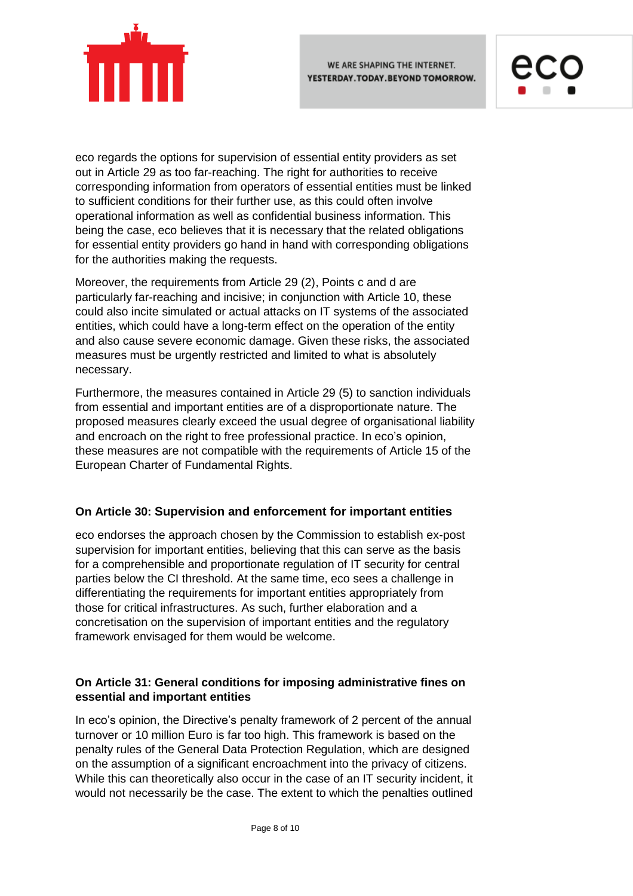eco regards the options for supervision of essential entity providers as set out in Article 29 as too far-reaching. The right for authorities to receive corresponding information from operators of essential entities must be linked to sufficient conditions for their further use, as this could often involve operational information as well as confidential business information. This being the case, eco believes that it is necessary that the related obligations for essential entity providers go hand in hand with corresponding obligations for the authorities making the requests.

Moreover, the requirements from Article 29 (2), Points c and d are particularly far-reaching and incisive; in conjunction with Article 10, these could also incite simulated or actual attacks on IT systems of the associated entities, which could have a long-term effect on the operation of the entity and also cause severe economic damage. Given these risks, the associated measures must be urgently restricted and limited to what is absolutely necessary.

Furthermore, the measures contained in Article 29 (5) to sanction individuals from essential and important entities are of a disproportionate nature. The proposed measures clearly exceed the usual degree of organisational liability and encroach on the right to free professional practice. In eco's opinion, these measures are not compatible with the requirements of Article 15 of the European Charter of Fundamental Rights.

### On Article 30: Supervision and enforcement for important entities

eco endorses the approach chosen by the Commission to establish ex-post supervision for important entities, believing that this can serve as the basis for a comprehensible and proportionate regulation of IT security for central parties below the CI threshold. At the same time, eco sees a challenge in differentiating the requirements for important entities appropriately from those for critical infrastructures. As such, further elaboration and a concretisation on the supervision of important entities and the regulatory framework envisaged for them would be welcome.

### On Article 31: General conditions for imposing administrative fines on essential and important entities

In eco's opinion, the Directive's penalty framework of 2 percent of the annual turnover or 10 million Euro is far too high. This framework is based on the penalty rules of the General Data Protection Regulation, which are designed on the assumption of a significant encroachment into the privacy of citizens. While this can theoretically also occur in the case of an IT security incident, it would not necessarily be the case. The extent to which the penalties outlined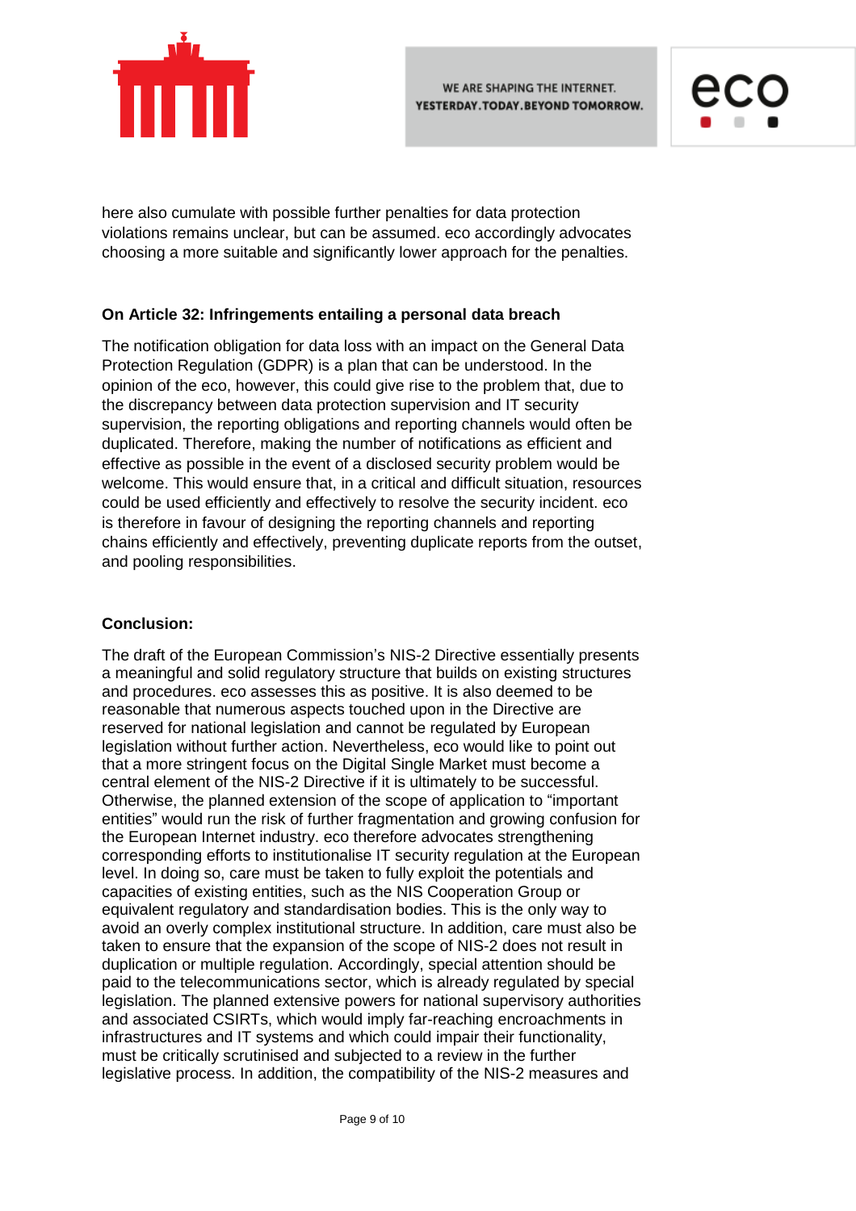here also cumulate with possible further penalties for data protection violations remains unclear, but can be assumed. eco accordingly advocates choosing a more suitable and significantly lower approach for the penalties.

**On Article 32: Infringements entailing a personal data breach**

The notification obligation for data loss with an impact on the General Data Protection Regulation (GDPR) is a plan that can be understood. In the opinion of the eco, however, this could give rise to the problem that, due to the discrepancy between data protection supervision and IT security supervision, the reporting obligations and reporting channels would often be duplicated. Therefore, making the number of notifications as efficient and effective as possible in the event of a disclosed security problem would be welcome. This would ensure that, in a critical and difficult situation, resources could be used efficiently and effectively to resolve the security incident. eco is therefore in favour of designing the reporting channels and reporting chains efficiently and effectively, preventing duplicate reports from the outset, and pooling responsibilities.

**Conclusion:**

The draft of the European Commission's NIS-2 Directive essentially presents a meaningful and solid regulatory structure that builds on existing structures and procedures. eco assesses this as positive. It is also deemed to be reasonable that numerous aspects touched upon in the Directive are reserved for national legislation and cannot be regulated by European legislation without further action. Nevertheless, eco would like to point out that a more stringent focus on the Digital Single Market must become a central element of the NIS-2 Directive if it is ultimately to be successful. Otherwise, the planned extension of the scope of application to "important entities" would run the risk of further fragmentation and growing confusion for the European Internet industry. eco therefore advocates strengthening corresponding efforts to institutionalise IT security regulation at the European level. In doing so, care must be taken to fully exploit the potentials and capacities of existing entities, such as the NIS Cooperation Group or equivalent regulatory and standardisation bodies. This is the only way to avoid an overly complex institutional structure. In addition, care must also be taken to ensure that the expansion of the scope of NIS-2 does not result in duplication or multiple regulation. Accordingly, special attention should be paid to the telecommunications sector, which is already regulated by special legislation. The planned extensive powers for national supervisory authorities and associated CSIRTs, which would imply far-reaching encroachments in infrastructures and IT systems and which could impair their functionality, must be critically scrutinised and subjected to a review in the further legislative process. In addition, the compatibility of the NIS-2 measures and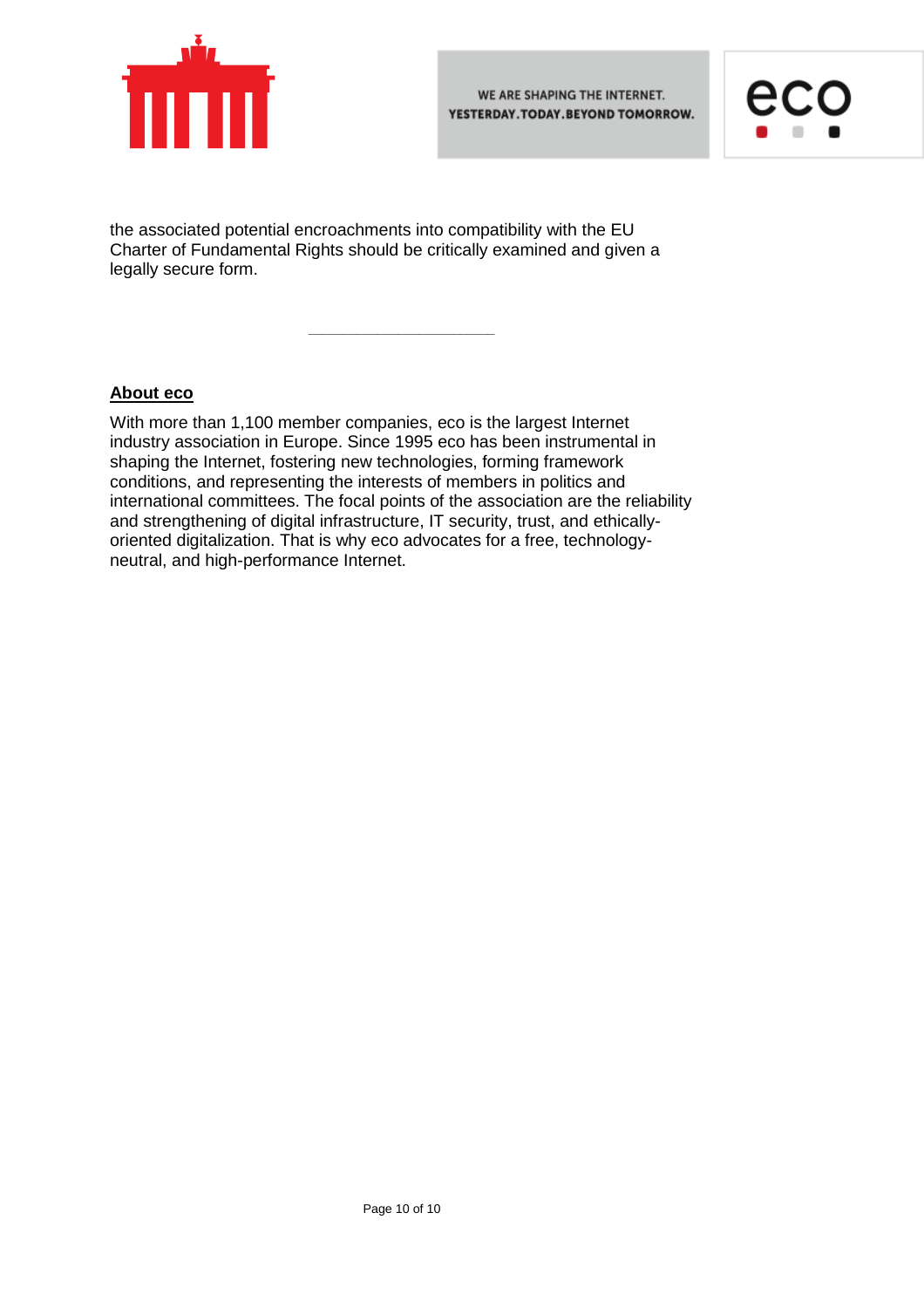the associated potential encroachments into compatibility with the EU Charter of Fundamental Rights should be critically examined and given a legally secure form.

---

**About eco**

With more than 1,100 member companies, eco is the largest Internet industry association in Europe. Since 1995 eco has been instrumental in shaping the Internet, fostering new technologies, forming framework conditions, and representing the interests of members in politics and international committees. The focal points of the association are the reliability and strengthening of digital infrastructure, IT security, trust, and ethically-oriented digitalization. That is why eco advocates for a free, technology-neutral, and high-performance Internet.